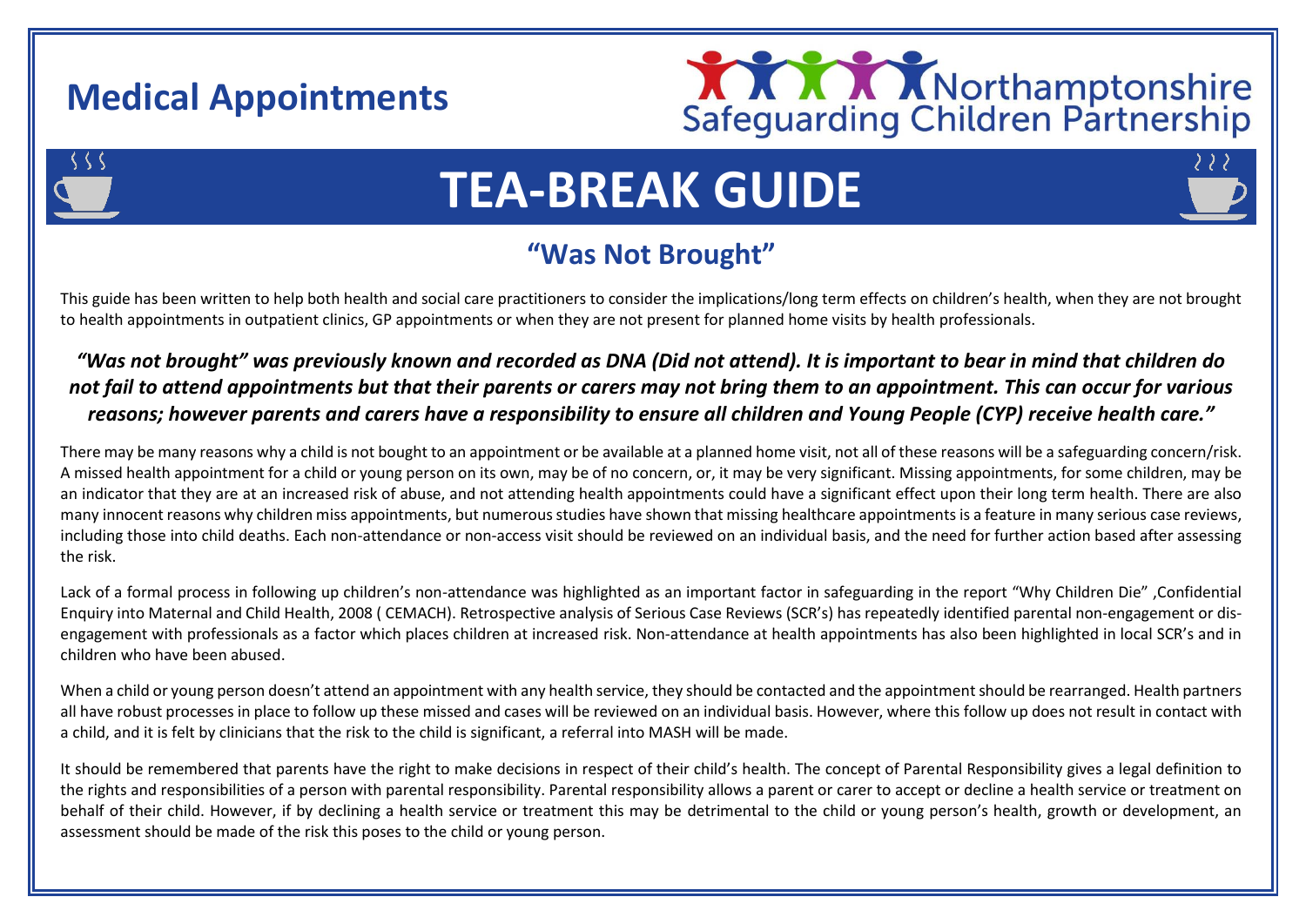# Medical Appointments

Northamptonshire Safeguarding Children Partnership

# TEA-BREAK GUIDE

## “Was Not Brought”

This guide has been written to help both health and social care practitioners to consider the implications/long term effects on children’s health, when they are not brought to health appointments in outpatient clinics, GP appointments or when they are not present for planned home visits by health professionals.

***“Was not brought” was previously known and recorded as DNA (Did not attend). It is important to bear in mind that children do not fail to attend appointments but that their parents or carers may not bring them to an appointment. This can occur for various reasons; however parents and carers have a responsibility to ensure all children and Young People (CYP) receive health care.”***

There may be many reasons why a child is not bought to an appointment or be available at a planned home visit, not all of these reasons will be a safeguarding concern/risk. A missed health appointment for a child or young person on its own, may be of no concern, or, it may be very significant. Missing appointments, for some children, may be an indicator that they are at an increased risk of abuse, and not attending health appointments could have a significant effect upon their long term health. There are also many innocent reasons why children miss appointments, but numerous studies have shown that missing healthcare appointments is a feature in many serious case reviews, including those into child deaths. Each non-attendance or non-access visit should be reviewed on an individual basis, and the need for further action based after assessing the risk.

Lack of a formal process in following up children’s non-attendance was highlighted as an important factor in safeguarding in the report “Why Children Die” ,Confidential Enquiry into Maternal and Child Health, 2008 ( CEMACH). Retrospective analysis of Serious Case Reviews (SCR’s) has repeatedly identified parental non-engagement or dis-engagement with professionals as a factor which places children at increased risk. Non-attendance at health appointments has also been highlighted in local SCR’s and in children who have been abused.

When a child or young person doesn’t attend an appointment with any health service, they should be contacted and the appointment should be rearranged. Health partners all have robust processes in place to follow up these missed and cases will be reviewed on an individual basis. However, where this follow up does not result in contact with a child, and it is felt by clinicians that the risk to the child is significant, a referral into MASH will be made.

It should be remembered that parents have the right to make decisions in respect of their child’s health. The concept of Parental Responsibility gives a legal definition to the rights and responsibilities of a person with parental responsibility. Parental responsibility allows a parent or carer to accept or decline a health service or treatment on behalf of their child. However, if by declining a health service or treatment this may be detrimental to the child or young person’s health, growth or development, an assessment should be made of the risk this poses to the child or young person.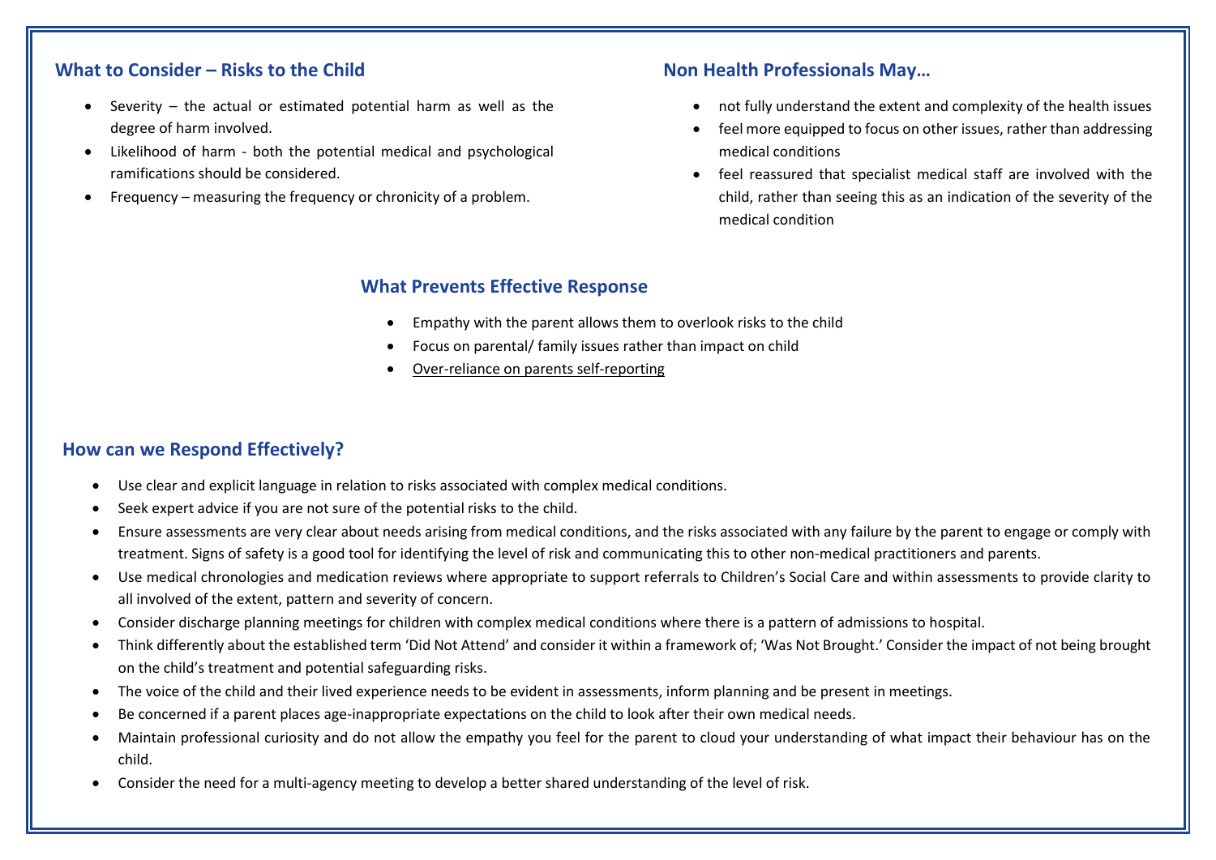## What to Consider – Risks to the Child

- Severity – the actual or estimated potential harm as well as the degree of harm involved.
- Likelihood of harm - both the potential medical and psychological ramifications should be considered.
- Frequency – measuring the frequency or chronicity of a problem.

## Non Health Professionals May…

- not fully understand the extent and complexity of the health issues
- feel more equipped to focus on other issues, rather than addressing medical conditions
- feel reassured that specialist medical staff are involved with the child, rather than seeing this as an indication of the severity of the medical condition

## What Prevents Effective Response

- Empathy with the parent allows them to overlook risks to the child
- Focus on parental/ family issues rather than impact on child
- Over-reliance on parents self-reporting

## How can we Respond Effectively?

- Use clear and explicit language in relation to risks associated with complex medical conditions.
- Seek expert advice if you are not sure of the potential risks to the child.
- Ensure assessments are very clear about needs arising from medical conditions, and the risks associated with any failure by the parent to engage or comply with treatment. Signs of safety is a good tool for identifying the level of risk and communicating this to other non-medical practitioners and parents.
- Use medical chronologies and medication reviews where appropriate to support referrals to Children's Social Care and within assessments to provide clarity to all involved of the extent, pattern and severity of concern.
- Consider discharge planning meetings for children with complex medical conditions where there is a pattern of admissions to hospital.
- Think differently about the established term 'Did Not Attend' and consider it within a framework of; 'Was Not Brought.' Consider the impact of not being brought on the child's treatment and potential safeguarding risks.
- The voice of the child and their lived experience needs to be evident in assessments, inform planning and be present in meetings.
- Be concerned if a parent places age-inappropriate expectations on the child to look after their own medical needs.
- Maintain professional curiosity and do not allow the empathy you feel for the parent to cloud your understanding of what impact their behaviour has on the child.
- Consider the need for a multi-agency meeting to develop a better shared understanding of the level of risk.